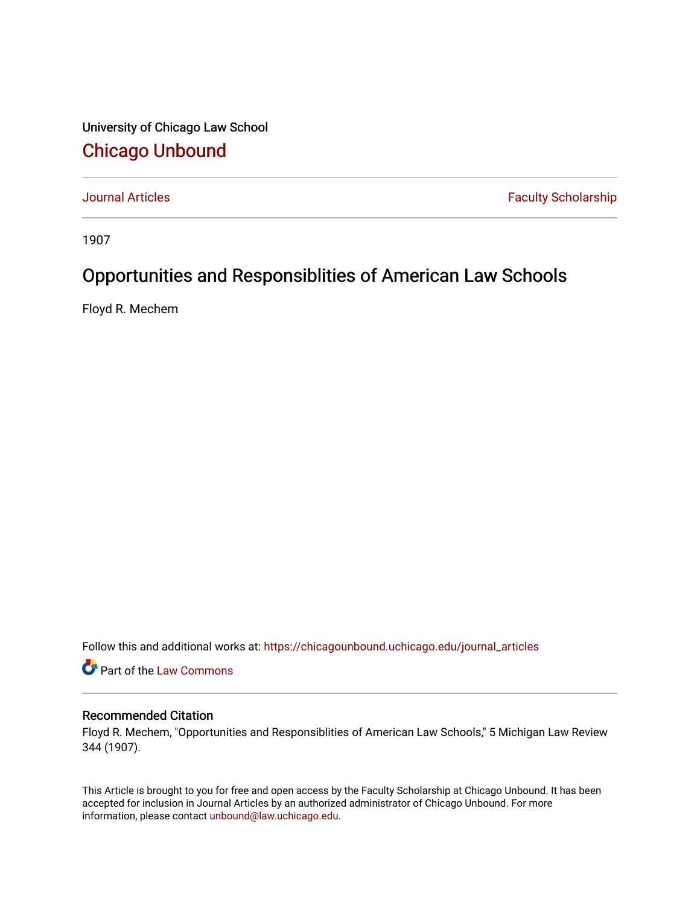University of Chicago Law School

# Chicago Unbound

Journal Articles | Faculty Scholarship

1907

## Opportunities and Responsiblities of American Law Schools

Floyd R. Mechem

Follow this and additional works at: https://chicagounbound.uchicago.edu/journal_articles

Part of the Law Commons

### Recommended Citation

Floyd R. Mechem, "Opportunities and Responsiblities of American Law Schools," 5 Michigan Law Review 344 (1907).

This Article is brought to you for free and open access by the Faculty Scholarship at Chicago Unbound. It has been accepted for inclusion in Journal Articles by an authorized administrator of Chicago Unbound. For more information, please contact unbound@law.uchicago.edu.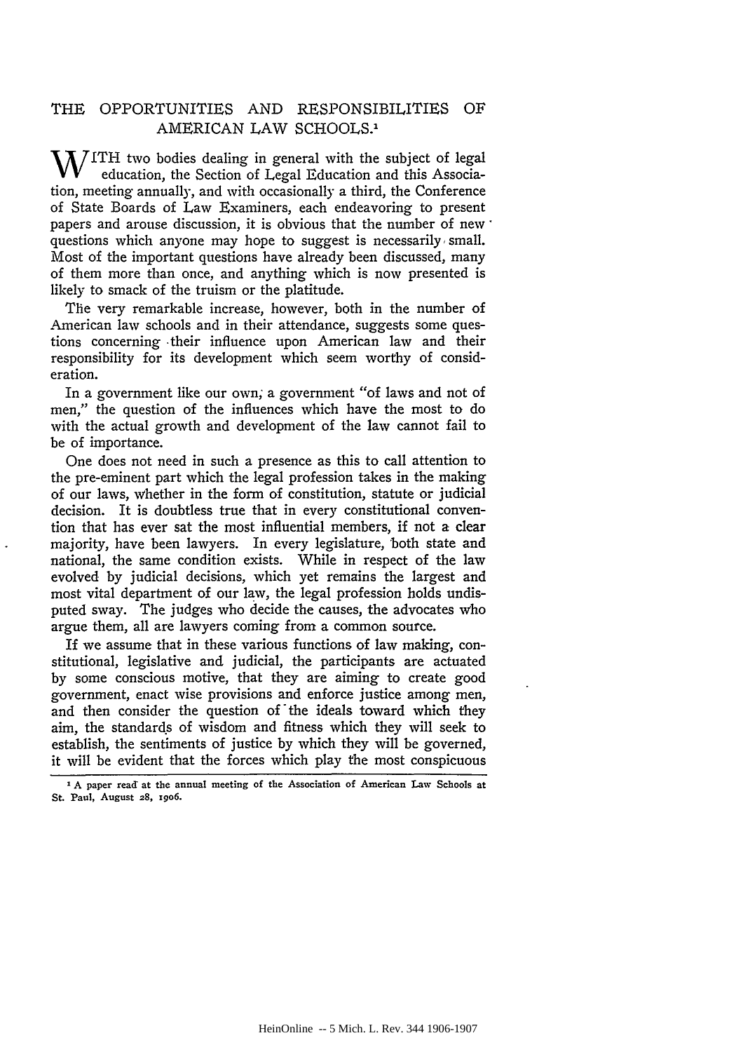# THE OPPORTUNITIES AND RESPONSIBILITIES OF AMERICAN LAW SCHOOLS.[1]

WITH two bodies dealing in general with the subject of legal education, the Section of Legal Education and this Association, meeting annually, and with occasionally a third, the Conference of State Boards of Law Examiners, each endeavoring to present papers and arouse discussion, it is obvious that the number of new questions which anyone may hope to suggest is necessarily small. Most of the important questions have already been discussed, many of them more than once, and anything which is now presented is likely to smack of the truism or the platitude.

The very remarkable increase, however, both in the number of American law schools and in their attendance, suggests some questions concerning their influence upon American law and their responsibility for its development which seem worthy of consideration.

In a government like our own, a government "of laws and not of men," the question of the influences which have the most to do with the actual growth and development of the law cannot fail to be of importance.

One does not need in such a presence as this to call attention to the pre-eminent part which the legal profession takes in the making of our laws, whether in the form of constitution, statute or judicial decision. It is doubtless true that in every constitutional convention that has ever sat the most influential members, if not a clear majority, have been lawyers. In every legislature, both state and national, the same condition exists. While in respect of the law evolved by judicial decisions, which yet remains the largest and most vital department of our law, the legal profession holds undisputed sway. The judges who decide the causes, the advocates who argue them, all are lawyers coming from a common source.

If we assume that in these various functions of law making, constitutional, legislative and judicial, the participants are actuated by some conscious motive, that they are aiming to create good government, enact wise provisions and enforce justice among men, and then consider the question of the ideals toward which they aim, the standards of wisdom and fitness which they will seek to establish, the sentiments of justice by which they will be governed, it will be evident that the forces which play the most conspicuous

[1] A paper read at the annual meeting of the Association of American Law Schools at St. Paul, August 28, 1906.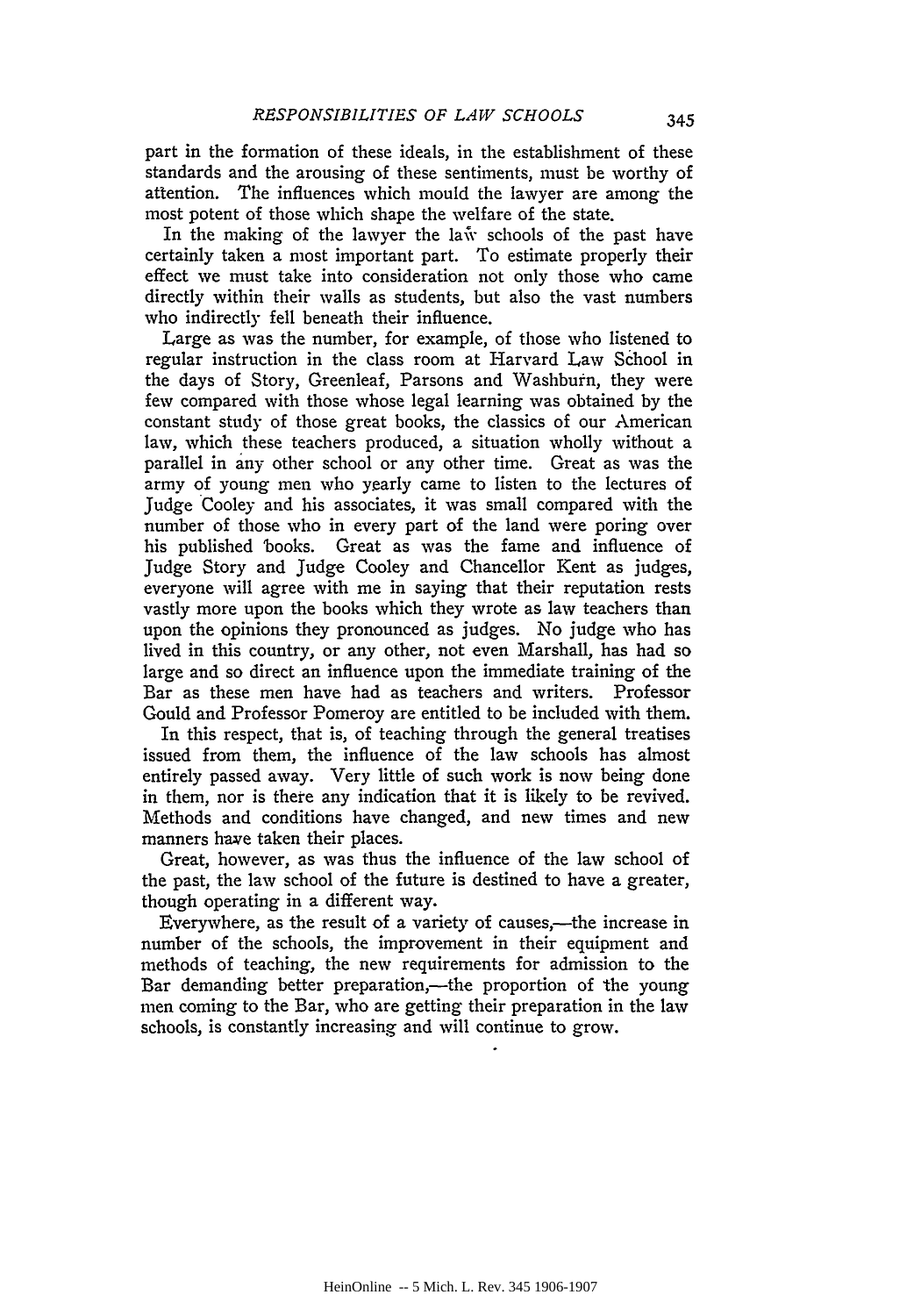part in the formation of these ideals, in the establishment of these standards and the arousing of these sentiments, must be worthy of attention. The influences which mould the lawyer are among the most potent of those which shape the welfare of the state.

In the making of the lawyer the law schools of the past have certainly taken a most important part. To estimate properly their effect we must take into consideration not only those who came directly within their walls as students, but also the vast numbers who indirectly fell beneath their influence.

Large as was the number, for example, of those who listened to regular instruction in the class room at Harvard Law School in the days of Story, Greenleaf, Parsons and Washburn, they were few compared with those whose legal learning was obtained by the constant study of those great books, the classics of our American law, which these teachers produced, a situation wholly without a parallel in any other school or any other time. Great as was the army of young men who yearly came to listen to the lectures of Judge Cooley and his associates, it was small compared with the number of those who in every part of the land were poring over his published books. Great as was the fame and influence of Judge Story and Judge Cooley and Chancellor Kent as judges, everyone will agree with me in saying that their reputation rests vastly more upon the books which they wrote as law teachers than upon the opinions they pronounced as judges. No judge who has lived in this country, or any other, not even Marshall, has had so large and so direct an influence upon the immediate training of the Bar as these men have had as teachers and writers. Professor Gould and Professor Pomeroy are entitled to be included with them.

In this respect, that is, of teaching through the general treatises issued from them, the influence of the law schools has almost entirely passed away. Very little of such work is now being done in them, nor is there any indication that it is likely to be revived. Methods and conditions have changed, and new times and new manners have taken their places.

Great, however, as was thus the influence of the law school of the past, the law school of the future is destined to have a greater, though operating in a different way.

Everywhere, as the result of a variety of causes,—the increase in number of the schools, the improvement in their equipment and methods of teaching, the new requirements for admission to the Bar demanding better preparation,—the proportion of the young men coming to the Bar, who are getting their preparation in the law schools, is constantly increasing and will continue to grow.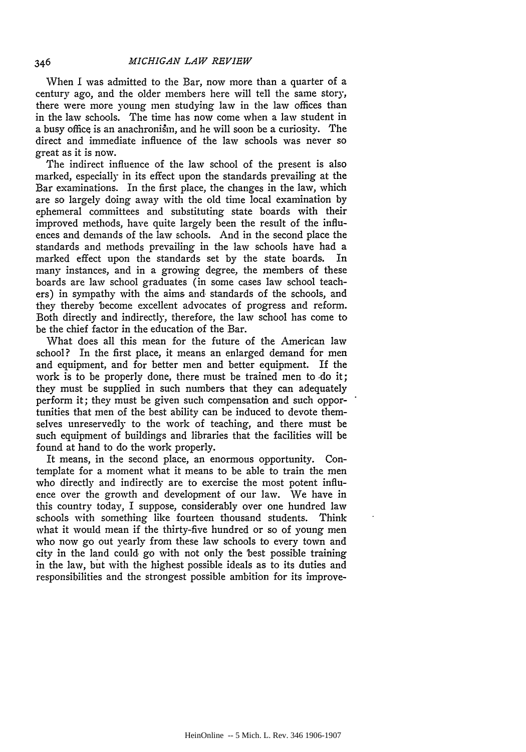When I was admitted to the Bar, now more than a quarter of a century ago, and the older members here will tell the same story, there were more young men studying law in the law offices than in the law schools. The time has now come when a law student in a busy office is an anachronism, and he will soon be a curiosity. The direct and immediate influence of the law schools was never so great as it is now.

The indirect influence of the law school of the present is also marked, especially in its effect upon the standards prevailing at the Bar examinations. In the first place, the changes in the law, which are so largely doing away with the old time local examination by ephemeral committees and substituting state boards with their improved methods, have quite largely been the result of the influences and demands of the law schools. And in the second place the standards and methods prevailing in the law schools have had a marked effect upon the standards set by the state boards. In many instances, and in a growing degree, the members of these boards are law school graduates (in some cases law school teachers) in sympathy with the aims and standards of the schools, and they thereby become excellent advocates of progress and reform. Both directly and indirectly, therefore, the law school has come to be the chief factor in the education of the Bar.

What does all this mean for the future of the American law school? In the first place, it means an enlarged demand for men and equipment, and for better men and better equipment. If the work is to be properly done, there must be trained men to do it; they must be supplied in such numbers that they can adequately perform it; they must be given such compensation and such opportunities that men of the best ability can be induced to devote themselves unreservedly to the work of teaching, and there must be such equipment of buildings and libraries that the facilities will be found at hand to do the work properly.

It means, in the second place, an enormous opportunity. Contemplate for a moment what it means to be able to train the men who directly and indirectly are to exercise the most potent influence over the growth and development of our law. We have in this country today, I suppose, considerably over one hundred law schools with something like fourteen thousand students. Think what it would mean if the thirty-five hundred or so of young men who now go out yearly from these law schools to every town and city in the land could go with not only the best possible training in the law, but with the highest possible ideals as to its duties and responsibilities and the strongest possible ambition for its improve-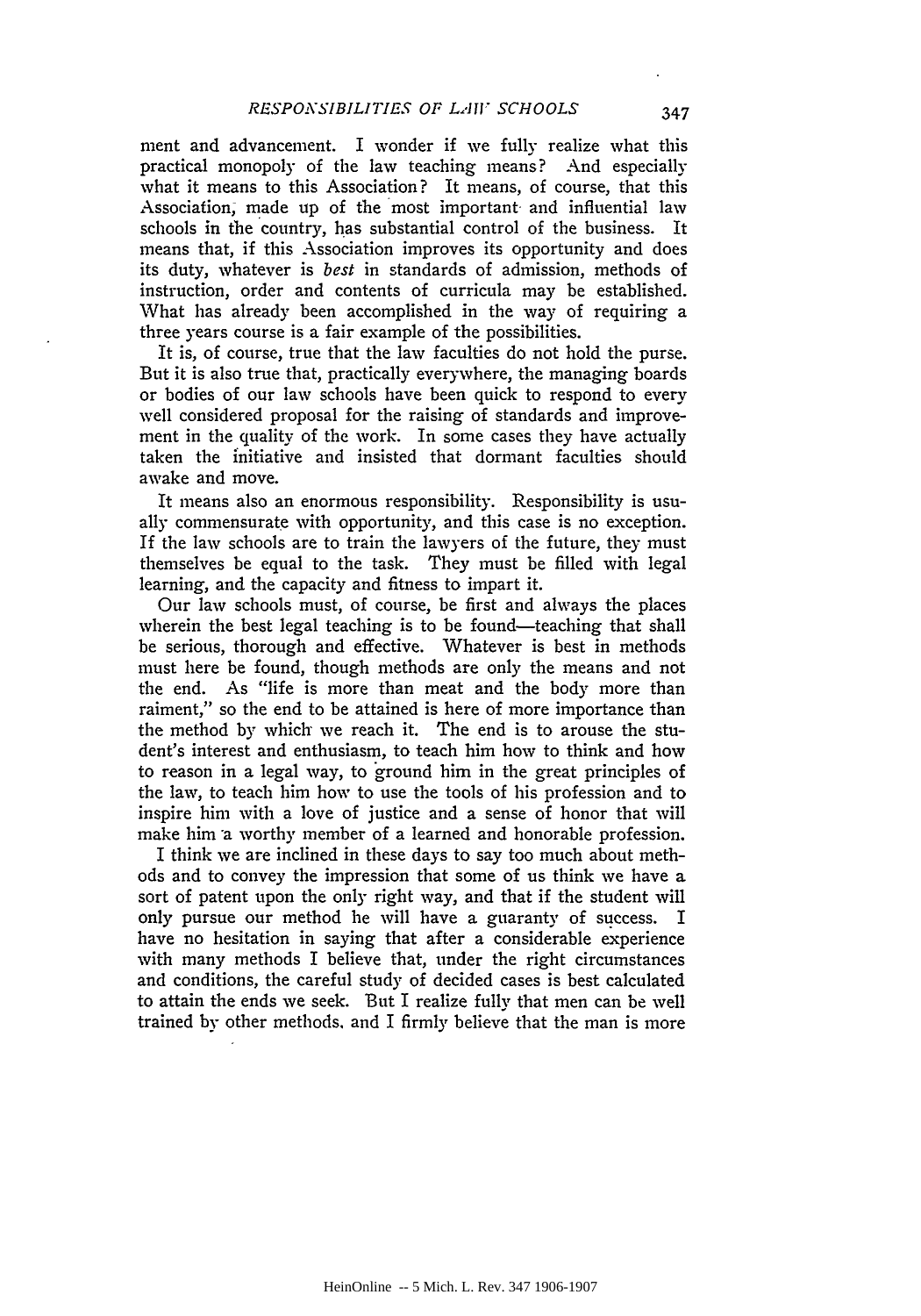ment and advancement. I wonder if we fully realize what this practical monopoly of the law teaching means? And especially what it means to this Association? It means, of course, that this Association, made up of the most important and influential law schools in the country, has substantial control of the business. It means that, if this Association improves its opportunity and does its duty, whatever is *best* in standards of admission, methods of instruction, order and contents of curricula may be established. What has already been accomplished in the way of requiring a three years course is a fair example of the possibilities.

It is, of course, true that the law faculties do not hold the purse. But it is also true that, practically everywhere, the managing boards or bodies of our law schools have been quick to respond to every well considered proposal for the raising of standards and improvement in the quality of the work. In some cases they have actually taken the initiative and insisted that dormant faculties should awake and move.

It means also an enormous responsibility. Responsibility is usually commensurate with opportunity, and this case is no exception. If the law schools are to train the lawyers of the future, they must themselves be equal to the task. They must be filled with legal learning, and the capacity and fitness to impart it.

Our law schools must, of course, be first and always the places wherein the best legal teaching is to be found—teaching that shall be serious, thorough and effective. Whatever is best in methods must here be found, though methods are only the means and not the end. As "life is more than meat and the body more than raiment," so the end to be attained is here of more importance than the method by which we reach it. The end is to arouse the student's interest and enthusiasm, to teach him how to think and how to reason in a legal way, to ground him in the great principles of the law, to teach him how to use the tools of his profession and to inspire him with a love of justice and a sense of honor that will make him a worthy member of a learned and honorable profession.

I think we are inclined in these days to say too much about methods and to convey the impression that some of us think we have a sort of patent upon the only right way, and that if the student will only pursue our method he will have a guaranty of success. I have no hesitation in saying that after a considerable experience with many methods I believe that, under the right circumstances and conditions, the careful study of decided cases is best calculated to attain the ends we seek. But I realize fully that men can be well trained by other methods, and I firmly believe that the man is more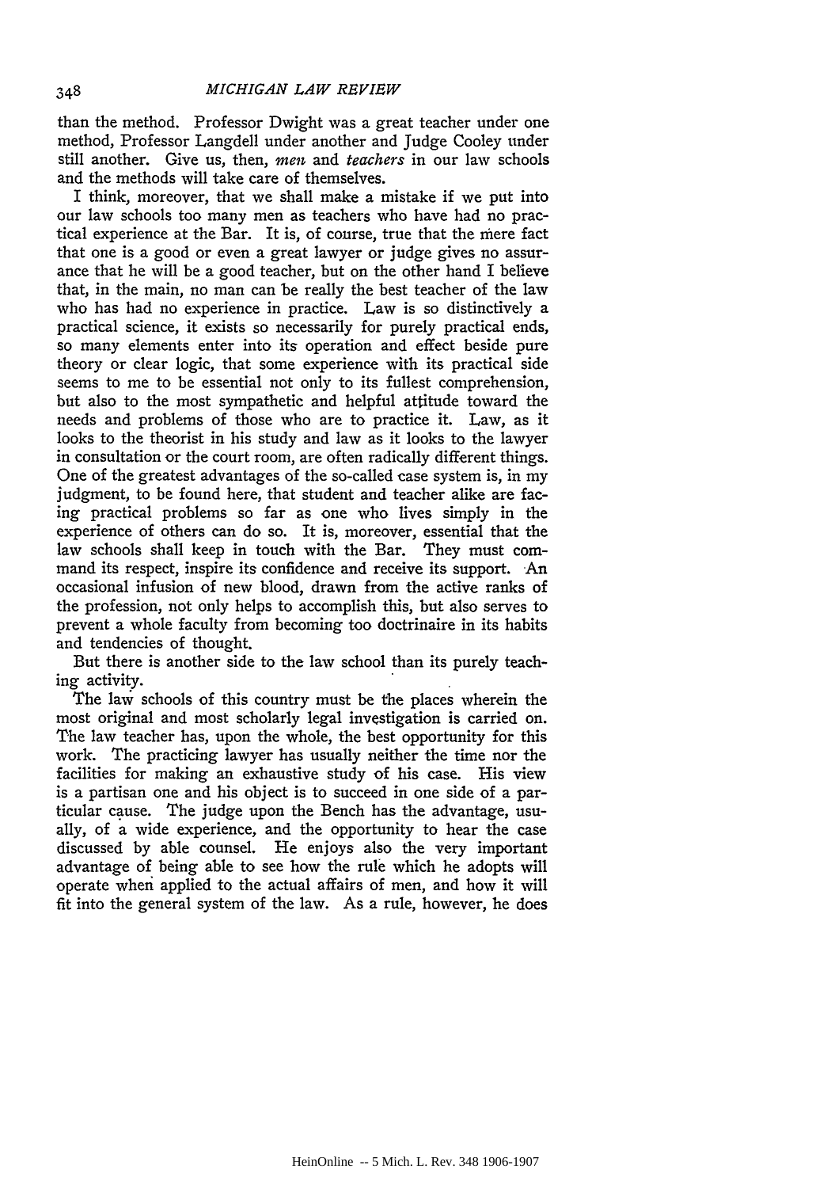than the method. Professor Dwight was a great teacher under one method, Professor Langdell under another and Judge Cooley under still another. Give us, then, *men* and *teachers* in our law schools and the methods will take care of themselves.

I think, moreover, that we shall make a mistake if we put into our law schools too many men as teachers who have had no practical experience at the Bar. It is, of course, true that the mere fact that one is a good or even a great lawyer or judge gives no assurance that he will be a good teacher, but on the other hand I believe that, in the main, no man can be really the best teacher of the law who has had no experience in practice. Law is so distinctively a practical science, it exists so necessarily for purely practical ends, so many elements enter into its operation and effect beside pure theory or clear logic, that some experience with its practical side seems to me to be essential not only to its fullest comprehension, but also to the most sympathetic and helpful attitude toward the needs and problems of those who are to practice it. Law, as it looks to the theorist in his study and law as it looks to the lawyer in consultation or the court room, are often radically different things. One of the greatest advantages of the so-called case system is, in my judgment, to be found here, that student and teacher alike are facing practical problems so far as one who lives simply in the experience of others can do so. It is, moreover, essential that the law schools shall keep in touch with the Bar. They must command its respect, inspire its confidence and receive its support. An occasional infusion of new blood, drawn from the active ranks of the profession, not only helps to accomplish this, but also serves to prevent a whole faculty from becoming too doctrinaire in its habits and tendencies of thought.

But there is another side to the law school than its purely teaching activity.

The law schools of this country must be the places wherein the most original and most scholarly legal investigation is carried on. The law teacher has, upon the whole, the best opportunity for this work. The practicing lawyer has usually neither the time nor the facilities for making an exhaustive study of his case. His view is a partisan one and his object is to succeed in one side of a particular cause. The judge upon the Bench has the advantage, usually, of a wide experience, and the opportunity to hear the case discussed by able counsel. He enjoys also the very important advantage of being able to see how the rule which he adopts will operate when applied to the actual affairs of men, and how it will fit into the general system of the law. As a rule, however, he does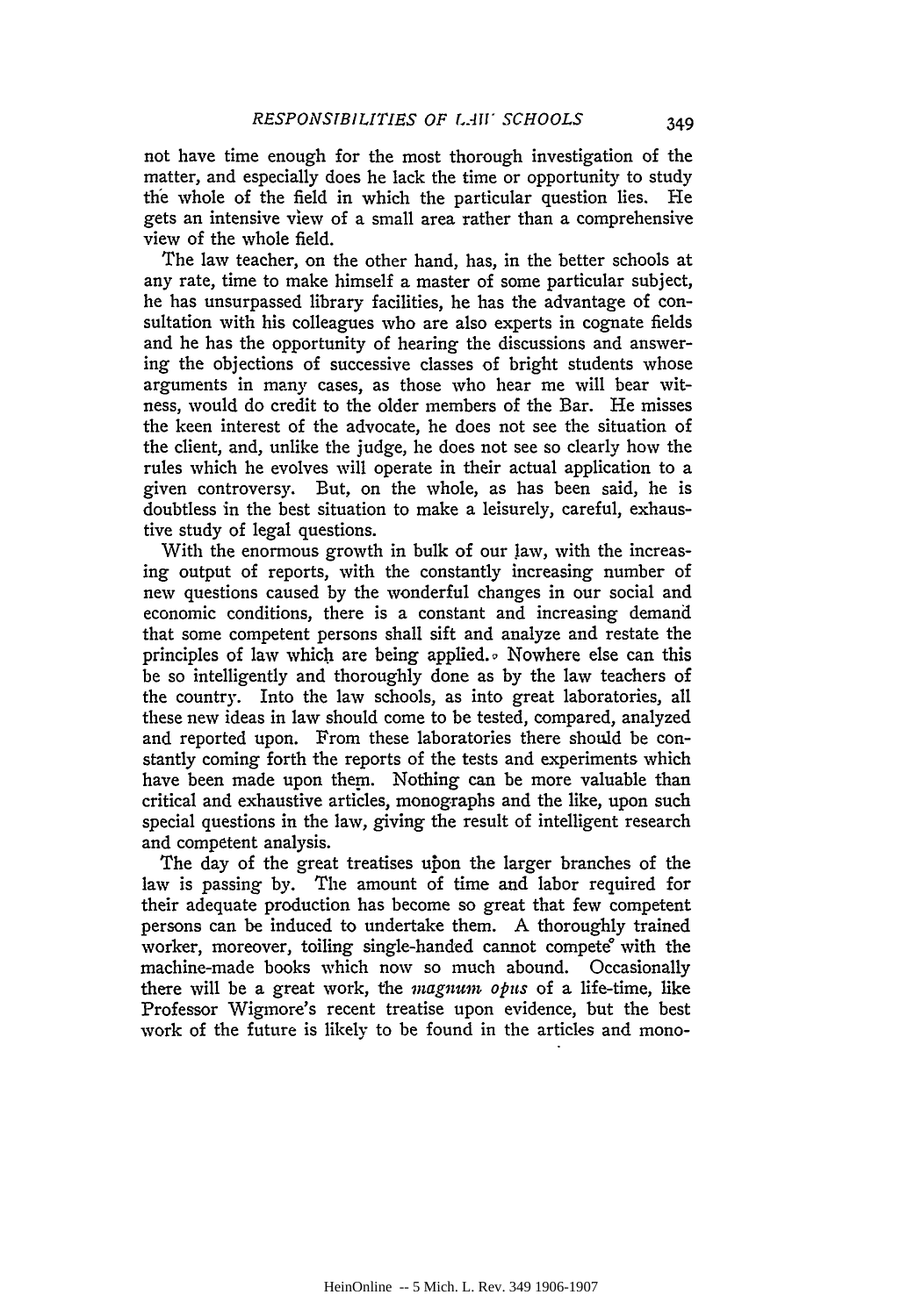not have time enough for the most thorough investigation of the matter, and especially does he lack the time or opportunity to study the whole of the field in which the particular question lies. He gets an intensive view of a small area rather than a comprehensive view of the whole field.

The law teacher, on the other hand, has, in the better schools at any rate, time to make himself a master of some particular subject, he has unsurpassed library facilities, he has the advantage of consultation with his colleagues who are also experts in cognate fields and he has the opportunity of hearing the discussions and answering the objections of successive classes of bright students whose arguments in many cases, as those who hear me will bear witness, would do credit to the older members of the Bar. He misses the keen interest of the advocate, he does not see the situation of the client, and, unlike the judge, he does not see so clearly how the rules which he evolves will operate in their actual application to a given controversy. But, on the whole, as has been said, he is doubtless in the best situation to make a leisurely, careful, exhaustive study of legal questions.

With the enormous growth in bulk of our law, with the increasing output of reports, with the constantly increasing number of new questions caused by the wonderful changes in our social and economic conditions, there is a constant and increasing demand that some competent persons shall sift and analyze and restate the principles of law which are being applied. Nowhere else can this be so intelligently and thoroughly done as by the law teachers of the country. Into the law schools, as into great laboratories, all these new ideas in law should come to be tested, compared, analyzed and reported upon. From these laboratories there should be constantly coming forth the reports of the tests and experiments which have been made upon them. Nothing can be more valuable than critical and exhaustive articles, monographs and the like, upon such special questions in the law, giving the result of intelligent research and competent analysis.

The day of the great treatises upon the larger branches of the law is passing by. The amount of time and labor required for their adequate production has become so great that few competent persons can be induced to undertake them. A thoroughly trained worker, moreover, toiling single-handed cannot compete with the machine-made books which now so much abound. Occasionally there will be a great work, the *magnum opus* of a life-time, like Professor Wigmore's recent treatise upon evidence, but the best work of the future is likely to be found in the articles and mono-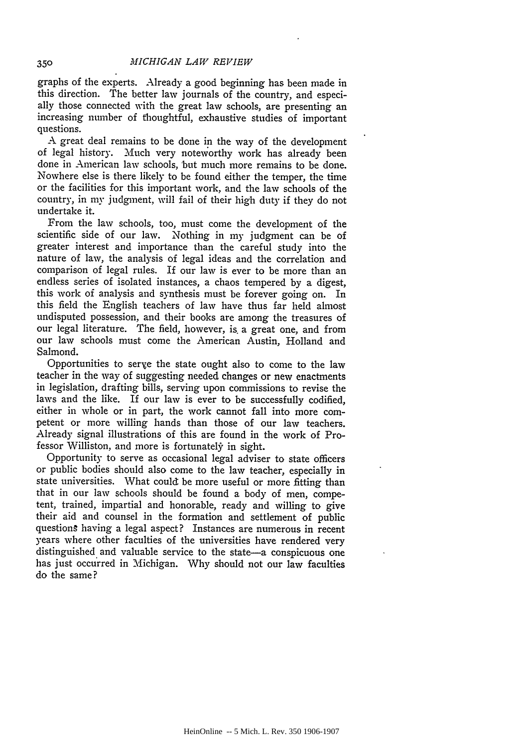graphs of the experts. Already a good beginning has been made in this direction. The better law journals of the country, and especially those connected with the great law schools, are presenting an increasing number of thoughtful, exhaustive studies of important questions.

A great deal remains to be done in the way of the development of legal history. Much very noteworthy work has already been done in American law schools, but much more remains to be done. Nowhere else is there likely to be found either the temper, the time or the facilities for this important work, and the law schools of the country, in my judgment, will fail of their high duty if they do not undertake it.

From the law schools, too, must come the development of the scientific side of our law. Nothing in my judgment can be of greater interest and importance than the careful study into the nature of law, the analysis of legal ideas and the correlation and comparison of legal rules. If our law is ever to be more than an endless series of isolated instances, a chaos tempered by a digest, this work of analysis and synthesis must be forever going on. In this field the English teachers of law have thus far held almost undisputed possession, and their books are among the treasures of our legal literature. The field, however, is a great one, and from our law schools must come the American Austin, Holland and Salmond.

Opportunities to serve the state ought also to come to the law teacher in the way of suggesting needed changes or new enactments in legislation, drafting bills, serving upon commissions to revise the laws and the like. If our law is ever to be successfully codified, either in whole or in part, the work cannot fall into more competent or more willing hands than those of our law teachers. Already signal illustrations of this are found in the work of Professor Williston, and more is fortunately in sight.

Opportunity to serve as occasional legal adviser to state officers or public bodies should also come to the law teacher, especially in state universities. What could be more useful or more fitting than that in our law schools should be found a body of men, competent, trained, impartial and honorable, ready and willing to give their aid and counsel in the formation and settlement of public questions having a legal aspect? Instances are numerous in recent years where other faculties of the universities have rendered very distinguished and valuable service to the state—a conspicuous one has just occurred in Michigan. Why should not our law faculties do the same?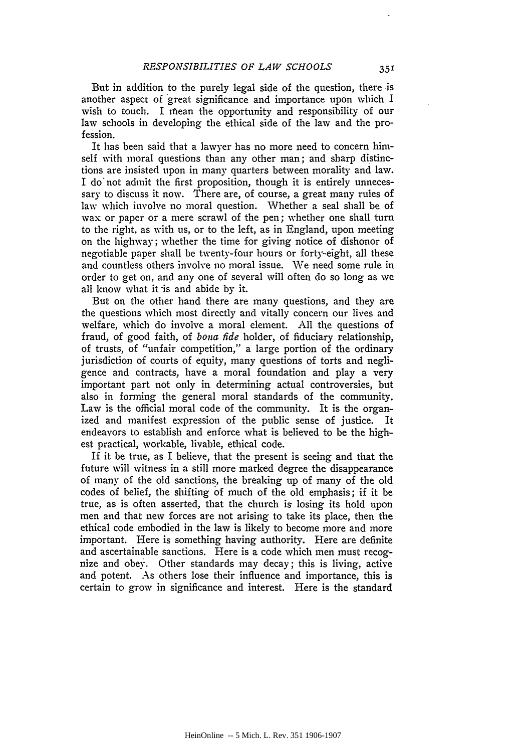But in addition to the purely legal side of the question, there is another aspect of great significance and importance upon which I wish to touch. I mean the opportunity and responsibility of our law schools in developing the ethical side of the law and the profession.

It has been said that a lawyer has no more need to concern himself with moral questions than any other man; and sharp distinctions are insisted upon in many quarters between morality and law. I do not admit the first proposition, though it is entirely unnecessary to discuss it now. There are, of course, a great many rules of law which involve no moral question. Whether a seal shall be of wax or paper or a mere scrawl of the pen; whether one shall turn to the right, as with us, or to the left, as in England, upon meeting on the highway; whether the time for giving notice of dishonor of negotiable paper shall be twenty-four hours or forty-eight, all these and countless others involve no moral issue. We need some rule in order to get on, and any one of several will often do so long as we all know what it is and abide by it.

But on the other hand there are many questions, and they are the questions which most directly and vitally concern our lives and welfare, which do involve a moral element. All the questions of fraud, of good faith, of *bona fide* holder, of fiduciary relationship, of trusts, of "unfair competition," a large portion of the ordinary jurisdiction of courts of equity, many questions of torts and negligence and contracts, have a moral foundation and play a very important part not only in determining actual controversies, but also in forming the general moral standards of the community. Law is the official moral code of the community. It is the organized and manifest expression of the public sense of justice. It endeavors to establish and enforce what is believed to be the highest practical, workable, livable, ethical code.

If it be true, as I believe, that the present is seeing and that the future will witness in a still more marked degree the disappearance of many of the old sanctions, the breaking up of many of the old codes of belief, the shifting of much of the old emphasis; if it be true, as is often asserted, that the church is losing its hold upon men and that new forces are not arising to take its place, then the ethical code embodied in the law is likely to become more and more important. Here is something having authority. Here are definite and ascertainable sanctions. Here is a code which men must recognize and obey. Other standards may decay; this is living, active and potent. As others lose their influence and importance, this is certain to grow in significance and interest. Here is the standard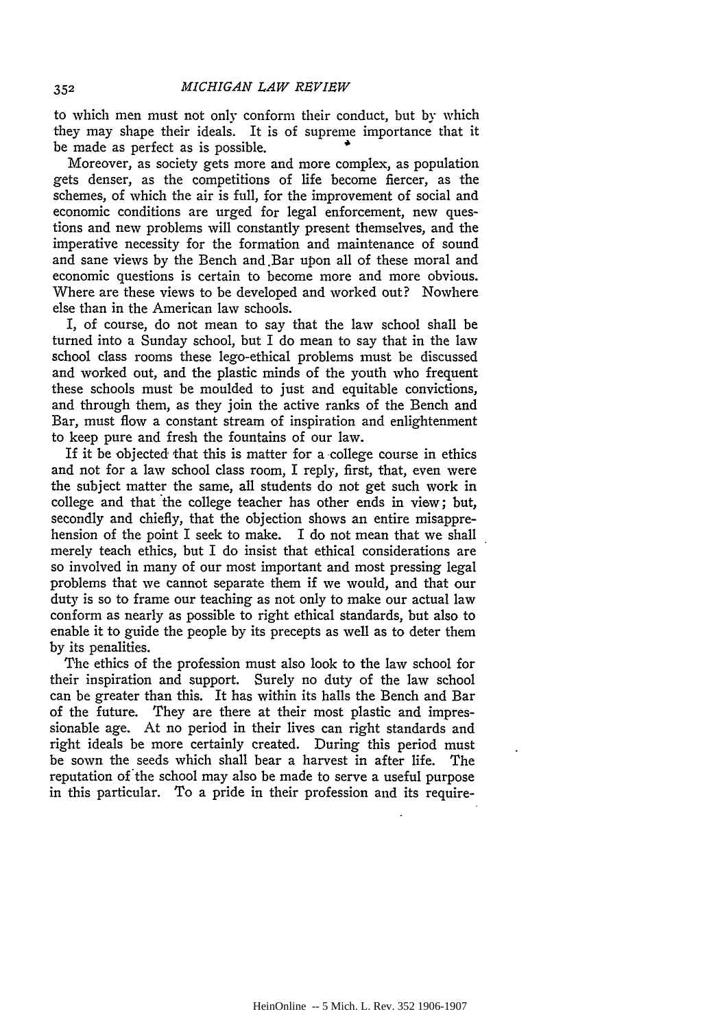to which men must not only conform their conduct, but by which they may shape their ideals. It is of supreme importance that it be made as perfect as is possible.

Moreover, as society gets more and more complex, as population gets denser, as the competitions of life become fiercer, as the schemes, of which the air is full, for the improvement of social and economic conditions are urged for legal enforcement, new questions and new problems will constantly present themselves, and the imperative necessity for the formation and maintenance of sound and sane views by the Bench and Bar upon all of these moral and economic questions is certain to become more and more obvious. Where are these views to be developed and worked out? Nowhere else than in the American law schools.

I, of course, do not mean to say that the law school shall be turned into a Sunday school, but I do mean to say that in the law school class rooms these lego-ethical problems must be discussed and worked out, and the plastic minds of the youth who frequent these schools must be moulded to just and equitable convictions, and through them, as they join the active ranks of the Bench and Bar, must flow a constant stream of inspiration and enlightenment to keep pure and fresh the fountains of our law.

If it be objected that this is matter for a college course in ethics and not for a law school class room, I reply, first, that, even were the subject matter the same, all students do not get such work in college and that the college teacher has other ends in view; but, secondly and chiefly, that the objection shows an entire misapprehension of the point I seek to make. I do not mean that we shall merely teach ethics, but I do insist that ethical considerations are so involved in many of our most important and most pressing legal problems that we cannot separate them if we would, and that our duty is so to frame our teaching as not only to make our actual law conform as nearly as possible to right ethical standards, but also to enable it to guide the people by its precepts as well as to deter them by its penalities.

The ethics of the profession must also look to the law school for their inspiration and support. Surely no duty of the law school can be greater than this. It has within its halls the Bench and Bar of the future. They are there at their most plastic and impressionable age. At no period in their lives can right standards and right ideals be more certainly created. During this period must be sown the seeds which shall bear a harvest in after life. The reputation of the school may also be made to serve a useful purpose in this particular. To a pride in their profession and its require-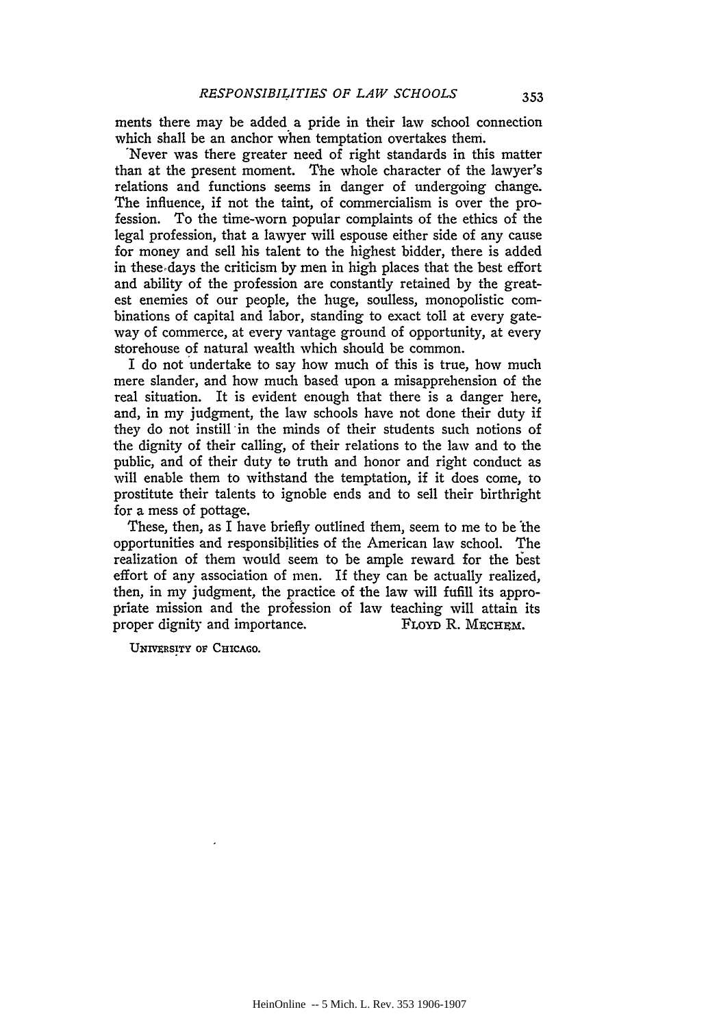ments there may be added a pride in their law school connection which shall be an anchor when temptation overtakes them.

Never was there greater need of right standards in this matter than at the present moment. The whole character of the lawyer's relations and functions seems in danger of undergoing change. The influence, if not the taint, of commercialism is over the profession. To the time-worn popular complaints of the ethics of the legal profession, that a lawyer will espouse either side of any cause for money and sell his talent to the highest bidder, there is added in these days the criticism by men in high places that the best effort and ability of the profession are constantly retained by the greatest enemies of our people, the huge, soulless, monopolistic combinations of capital and labor, standing to exact toll at every gateway of commerce, at every vantage ground of opportunity, at every storehouse of natural wealth which should be common.

I do not undertake to say how much of this is true, how much mere slander, and how much based upon a misapprehension of the real situation. It is evident enough that there is a danger here, and, in my judgment, the law schools have not done their duty if they do not instill in the minds of their students such notions of the dignity of their calling, of their relations to the law and to the public, and of their duty to truth and honor and right conduct as will enable them to withstand the temptation, if it does come, to prostitute their talents to ignoble ends and to sell their birthright for a mess of pottage.

These, then, as I have briefly outlined them, seem to me to be the opportunities and responsibilities of the American law school. The realization of them would seem to be ample reward for the best effort of any association of men. If they can be actually realized, then, in my judgment, the practice of the law will fufill its appropriate mission and the profession of law teaching will attain its proper dignity and importance.

FLOYD R. MECHEM.

UNIVERSITY OF CHICAGO.